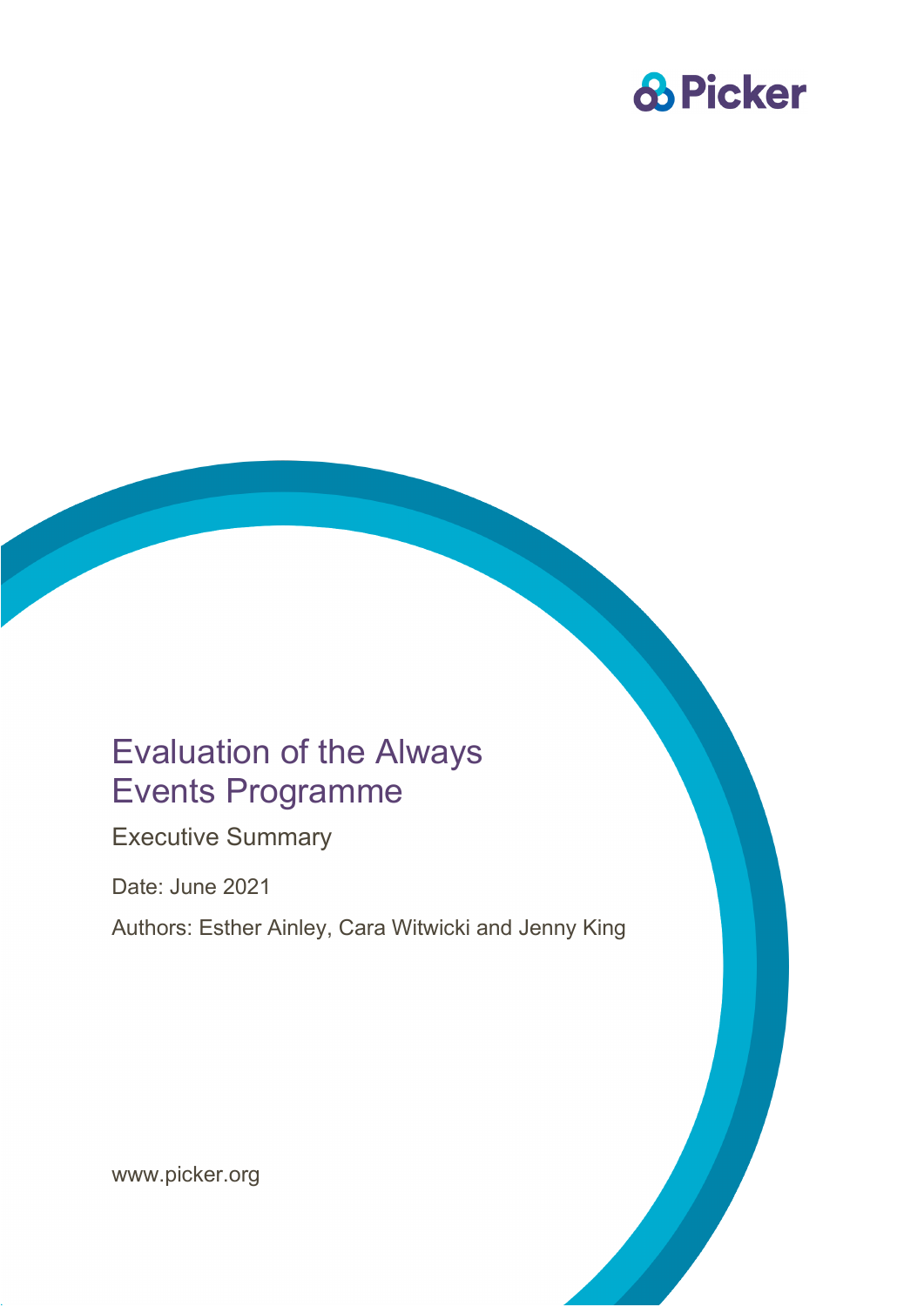Picker

# Evaluation of the Always Events Programme

Executive Summary

Date: June 2021

Authors: Esther Ainley, Cara Witwicki and Jenny King

www.picker.org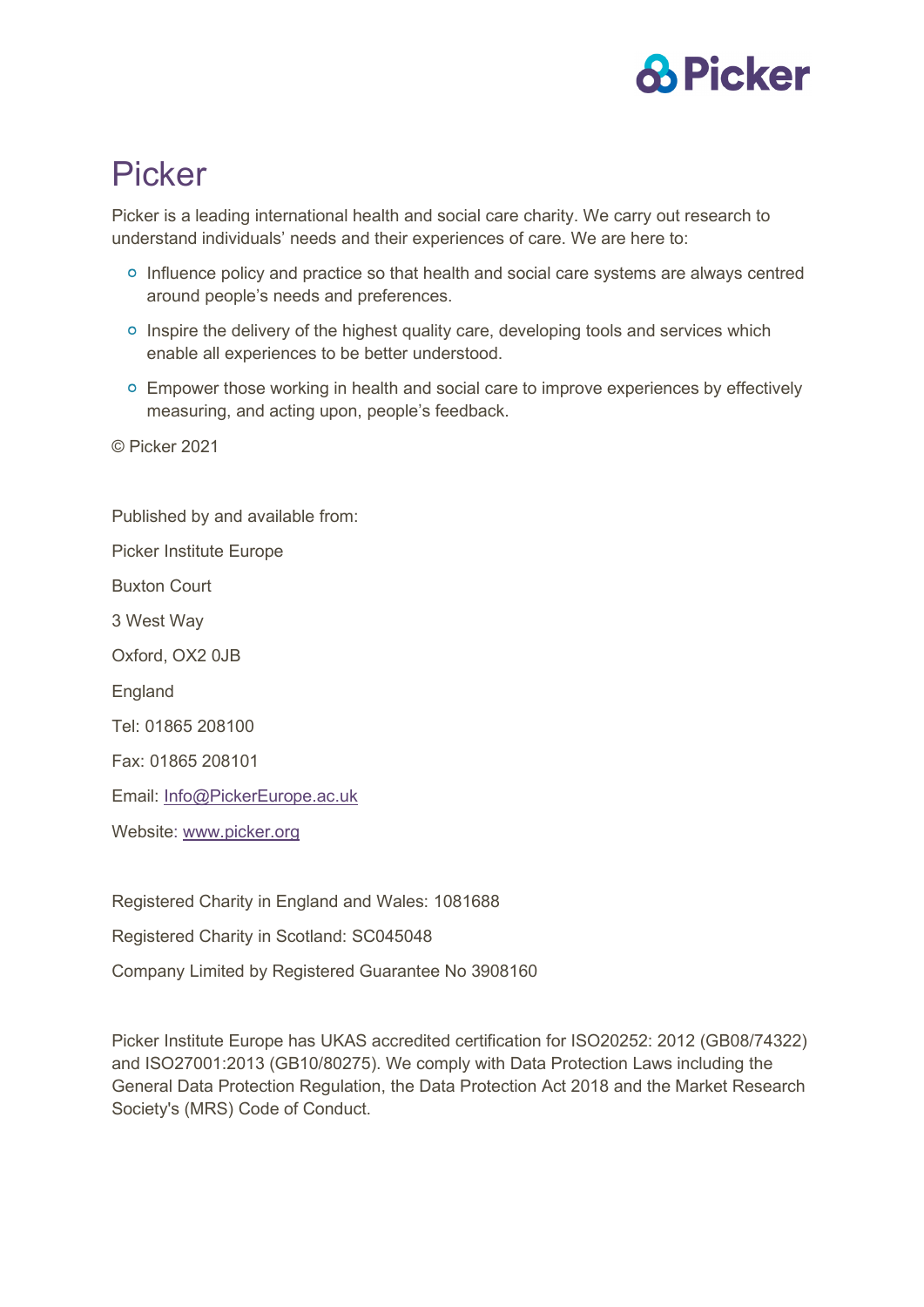# Picker

Picker is a leading international health and social care charity. We carry out research to understand individuals' needs and their experiences of care. We are here to:

- Influence policy and practice so that health and social care systems are always centred around people's needs and preferences.
- Inspire the delivery of the highest quality care, developing tools and services which enable all experiences to be better understood.
- Empower those working in health and social care to improve experiences by effectively measuring, and acting upon, people's feedback.

© Picker 2021

Published by and available from:

Picker Institute Europe

Buxton Court

3 West Way

Oxford, OX2 0JB

England

Tel: 01865 208100

Fax: 01865 208101

Email: Info@PickerEurope.ac.uk

Website: www.picker.org

Registered Charity in England and Wales: 1081688

Registered Charity in Scotland: SC045048

Company Limited by Registered Guarantee No 3908160

Picker Institute Europe has UKAS accredited certification for ISO20252: 2012 (GB08/74322) and ISO27001:2013 (GB10/80275). We comply with Data Protection Laws including the General Data Protection Regulation, the Data Protection Act 2018 and the Market Research Society's (MRS) Code of Conduct.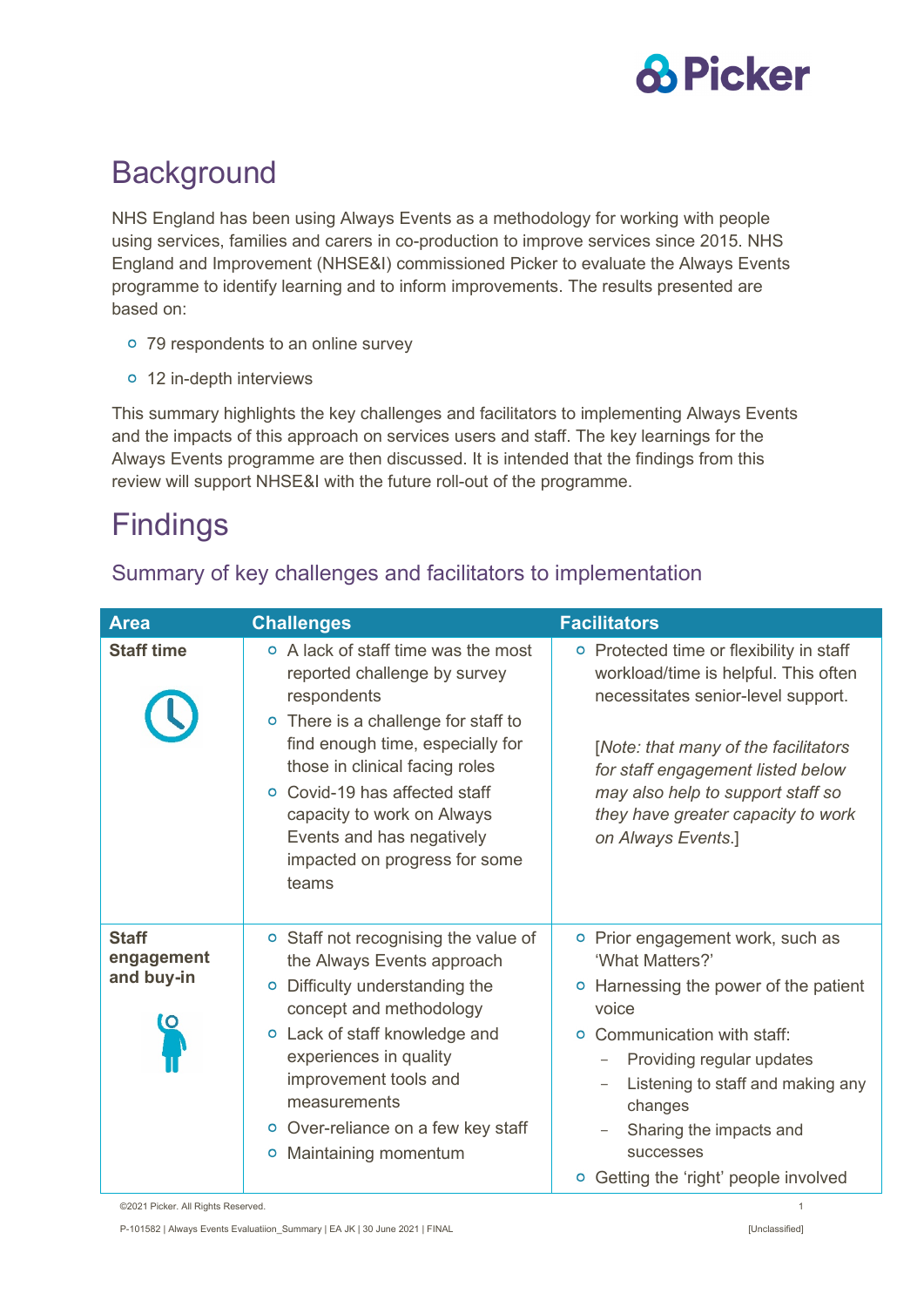# Background

NHS England has been using Always Events as a methodology for working with people using services, families and carers in co-production to improve services since 2015. NHS England and Improvement (NHSE&I) commissioned Picker to evaluate the Always Events programme to identify learning and to inform improvements. The results presented are based on:

- 79 respondents to an online survey
- 12 in-depth interviews

This summary highlights the key challenges and facilitators to implementing Always Events and the impacts of this approach on services users and staff. The key learnings for the Always Events programme are then discussed. It is intended that the findings from this review will support NHSE&I with the future roll-out of the programme.

# Findings

## Summary of key challenges and facilitators to implementation

| Area | Challenges | Facilitators |
|---|---|---|
| **Staff time** | • A lack of staff time was the most reported challenge by survey respondents<br>• There is a challenge for staff to find enough time, especially for those in clinical facing roles<br>• Covid-19 has affected staff capacity to work on Always Events and has negatively impacted on progress for some teams | • Protected time or flexibility in staff workload/time is helpful. This often necessitates senior-level support.<br><br>[*Note: that many of the facilitators for staff engagement listed below may also help to support staff so they have greater capacity to work on Always Events.*] |
| **Staff engagement and buy-in** | • Staff not recognising the value of the Always Events approach<br>• Difficulty understanding the concept and methodology<br>• Lack of staff knowledge and experiences in quality improvement tools and measurements<br>• Over-reliance on a few key staff<br>• Maintaining momentum | • Prior engagement work, such as 'What Matters?'<br>• Harnessing the power of the patient voice<br>• Communication with staff:<br>&nbsp;&nbsp;– Providing regular updates<br>&nbsp;&nbsp;– Listening to staff and making any changes<br>&nbsp;&nbsp;– Sharing the impacts and successes<br>• Getting the 'right' people involved |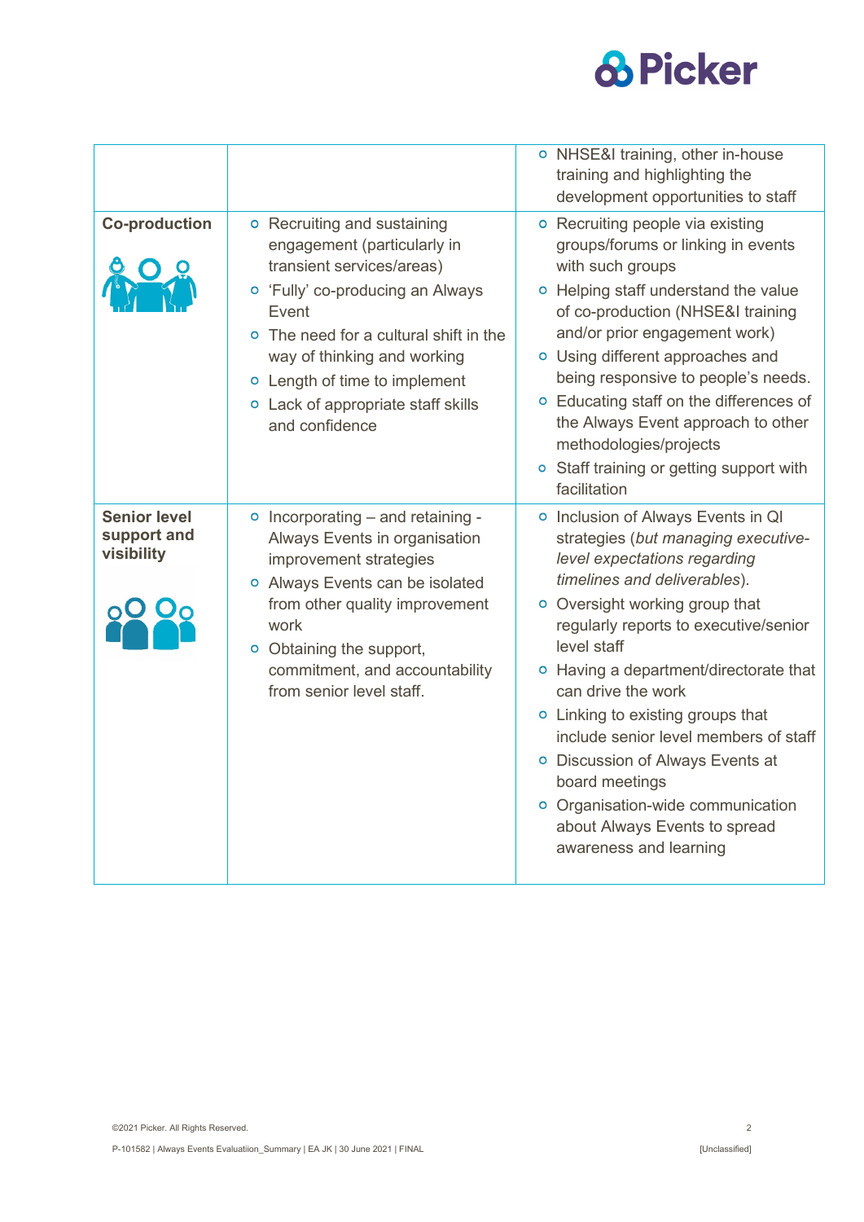| | | |
|---|---|---|
| | | ○ NHSE&I training, other in-house training and highlighting the development opportunities to staff |
| **Co-production** | ○ Recruiting and sustaining engagement (particularly in transient services/areas)<br>○ 'Fully' co-producing an Always Event<br>○ The need for a cultural shift in the way of thinking and working<br>○ Length of time to implement<br>○ Lack of appropriate staff skills and confidence | ○ Recruiting people via existing groups/forums or linking in events with such groups<br>○ Helping staff understand the value of co-production (NHSE&I training and/or prior engagement work)<br>○ Using different approaches and being responsive to people's needs.<br>○ Educating staff on the differences of the Always Event approach to other methodologies/projects<br>○ Staff training or getting support with facilitation |
| **Senior level support and visibility** | ○ Incorporating – and retaining - Always Events in organisation improvement strategies<br>○ Always Events can be isolated from other quality improvement work<br>○ Obtaining the support, commitment, and accountability from senior level staff. | ○ Inclusion of Always Events in QI strategies (*but managing executive-level expectations regarding timelines and deliverables*).<br>○ Oversight working group that regularly reports to executive/senior level staff<br>○ Having a department/directorate that can drive the work<br>○ Linking to existing groups that include senior level members of staff<br>○ Discussion of Always Events at board meetings<br>○ Organisation-wide communication about Always Events to spread awareness and learning |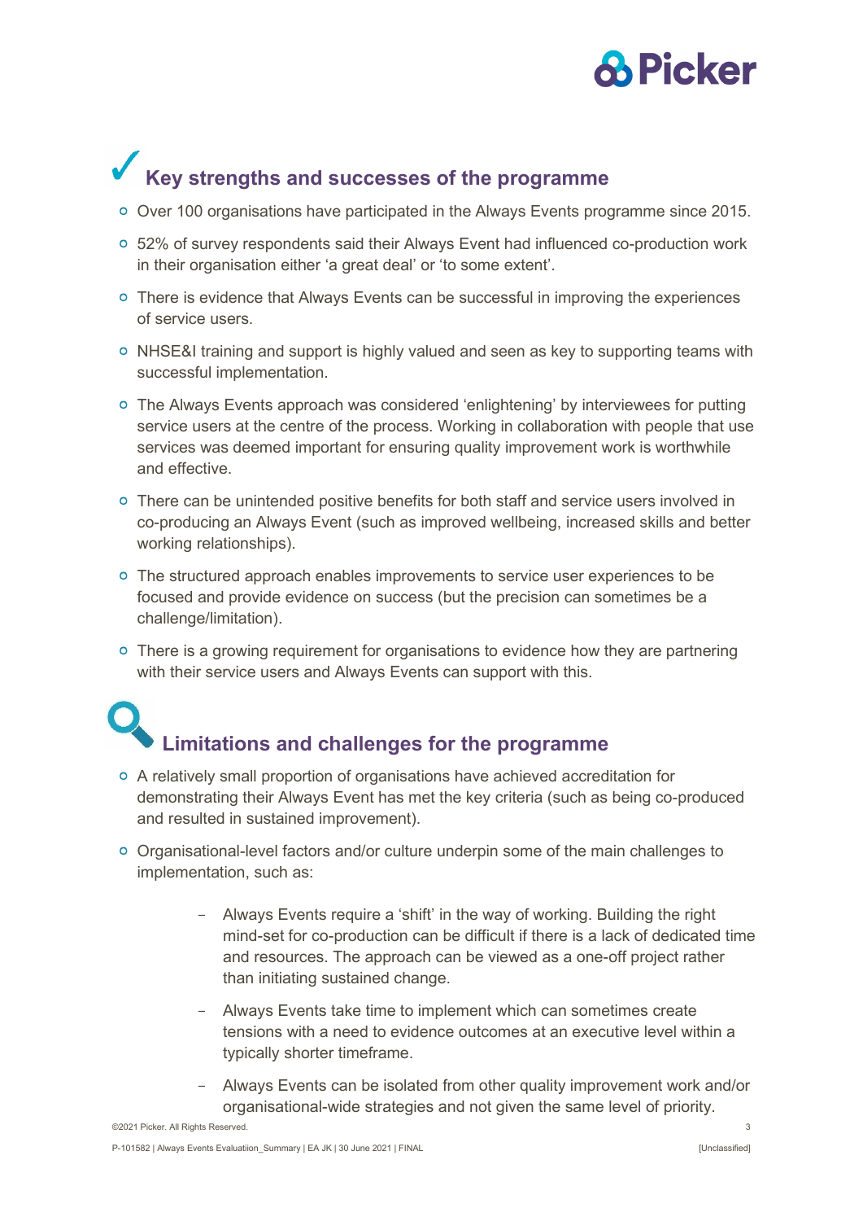## Key strengths and successes of the programme

- Over 100 organisations have participated in the Always Events programme since 2015.
- 52% of survey respondents said their Always Event had influenced co-production work in their organisation either ‘a great deal’ or ‘to some extent’.
- There is evidence that Always Events can be successful in improving the experiences of service users.
- NHSE&I training and support is highly valued and seen as key to supporting teams with successful implementation.
- The Always Events approach was considered ‘enlightening’ by interviewees for putting service users at the centre of the process. Working in collaboration with people that use services was deemed important for ensuring quality improvement work is worthwhile and effective.
- There can be unintended positive benefits for both staff and service users involved in co-producing an Always Event (such as improved wellbeing, increased skills and better working relationships).
- The structured approach enables improvements to service user experiences to be focused and provide evidence on success (but the precision can sometimes be a challenge/limitation).
- There is a growing requirement for organisations to evidence how they are partnering with their service users and Always Events can support with this.

## Limitations and challenges for the programme

- A relatively small proportion of organisations have achieved accreditation for demonstrating their Always Event has met the key criteria (such as being co-produced and resulted in sustained improvement).
- Organisational-level factors and/or culture underpin some of the main challenges to implementation, such as:
  - Always Events require a ‘shift’ in the way of working. Building the right mind-set for co-production can be difficult if there is a lack of dedicated time and resources. The approach can be viewed as a one-off project rather than initiating sustained change.
  - Always Events take time to implement which can sometimes create tensions with a need to evidence outcomes at an executive level within a typically shorter timeframe.
  - Always Events can be isolated from other quality improvement work and/or organisational-wide strategies and not given the same level of priority.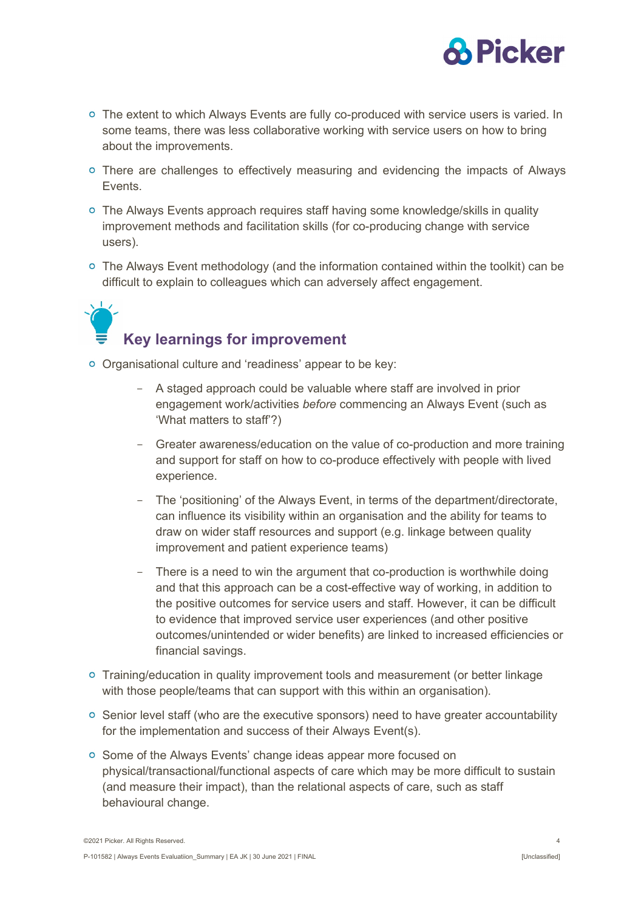- The extent to which Always Events are fully co-produced with service users is varied. In some teams, there was less collaborative working with service users on how to bring about the improvements.
- There are challenges to effectively measuring and evidencing the impacts of Always Events.
- The Always Events approach requires staff having some knowledge/skills in quality improvement methods and facilitation skills (for co-producing change with service users).
- The Always Event methodology (and the information contained within the toolkit) can be difficult to explain to colleagues which can adversely affect engagement.

## Key learnings for improvement

- Organisational culture and 'readiness' appear to be key:
  - A staged approach could be valuable where staff are involved in prior engagement work/activities *before* commencing an Always Event (such as 'What matters to staff'?)
  - Greater awareness/education on the value of co-production and more training and support for staff on how to co-produce effectively with people with lived experience.
  - The 'positioning' of the Always Event, in terms of the department/directorate, can influence its visibility within an organisation and the ability for teams to draw on wider staff resources and support (e.g. linkage between quality improvement and patient experience teams)
  - There is a need to win the argument that co-production is worthwhile doing and that this approach can be a cost-effective way of working, in addition to the positive outcomes for service users and staff. However, it can be difficult to evidence that improved service user experiences (and other positive outcomes/unintended or wider benefits) are linked to increased efficiencies or financial savings.
- Training/education in quality improvement tools and measurement (or better linkage with those people/teams that can support with this within an organisation).
- Senior level staff (who are the executive sponsors) need to have greater accountability for the implementation and success of their Always Event(s).
- Some of the Always Events' change ideas appear more focused on physical/transactional/functional aspects of care which may be more difficult to sustain (and measure their impact), than the relational aspects of care, such as staff behavioural change.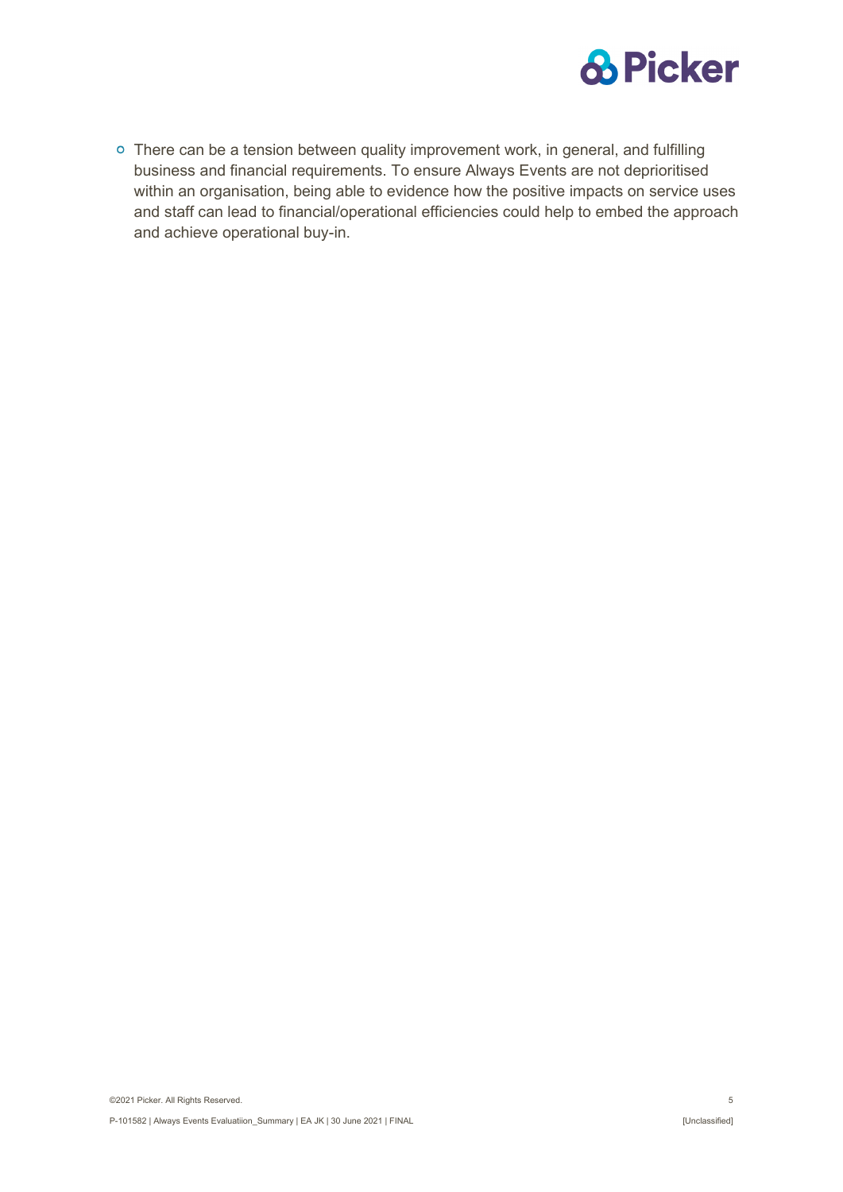- There can be a tension between quality improvement work, in general, and fulfilling business and financial requirements. To ensure Always Events are not deprioritised within an organisation, being able to evidence how the positive impacts on service uses and staff can lead to financial/operational efficiencies could help to embed the approach and achieve operational buy-in.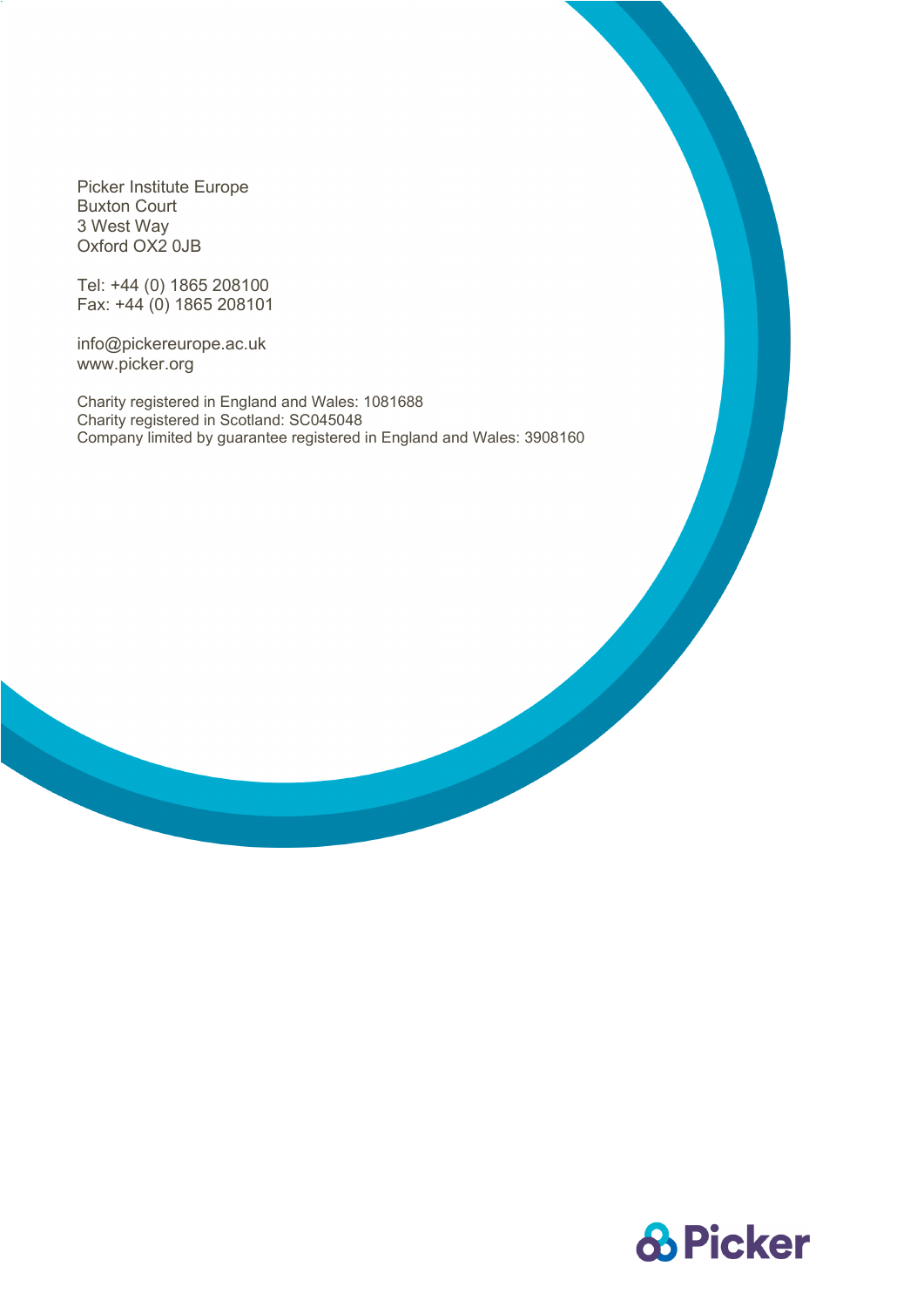Picker Institute Europe
Buxton Court
3 West Way
Oxford OX2 0JB

Tel: +44 (0) 1865 208100
Fax: +44 (0) 1865 208101

info@pickereurope.ac.uk
www.picker.org

Charity registered in England and Wales: 1081688
Charity registered in Scotland: SC045048
Company limited by guarantee registered in England and Wales: 3908160

Picker